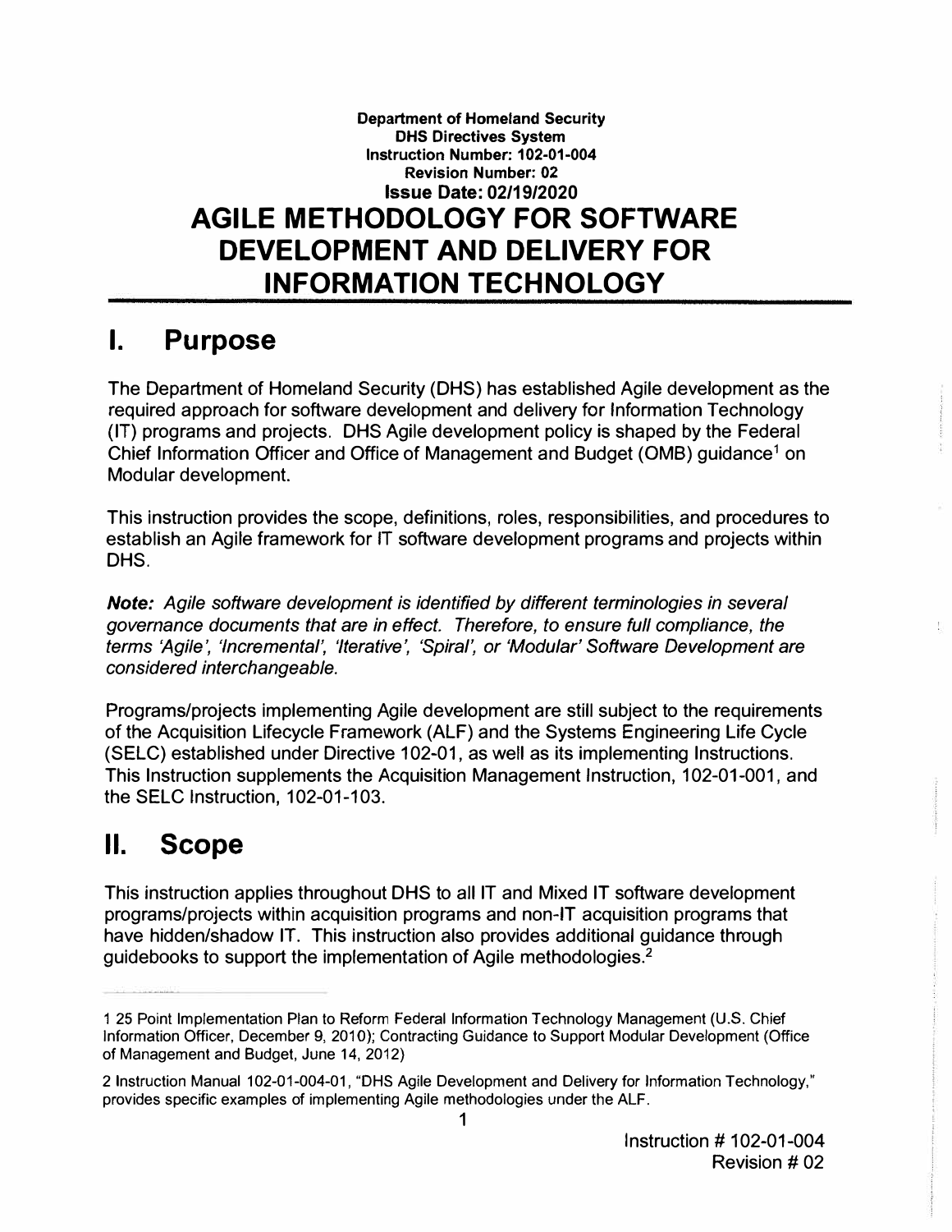**Department of Homeland Security**
**DHS Directives System**
**Instruction Number: 102-01-004**
**Revision Number: 02**
**Issue Date: 02/19/2020**

# AGILE METHODOLOGY FOR SOFTWARE DEVELOPMENT AND DELIVERY FOR INFORMATION TECHNOLOGY

## I. Purpose

The Department of Homeland Security (DHS) has established Agile development as the required approach for software development and delivery for Information Technology (IT) programs and projects. DHS Agile development policy is shaped by the Federal Chief Information Officer and Office of Management and Budget (OMB) guidance[1] on Modular development.

This instruction provides the scope, definitions, roles, responsibilities, and procedures to establish an Agile framework for IT software development programs and projects within DHS.

***Note:*** *Agile software development is identified by different terminologies in several governance documents that are in effect. Therefore, to ensure full compliance, the terms 'Agile', 'Incremental', 'Iterative', 'Spiral', or 'Modular' Software Development are considered interchangeable.*

Programs/projects implementing Agile development are still subject to the requirements of the Acquisition Lifecycle Framework (ALF) and the Systems Engineering Life Cycle (SELC) established under Directive 102-01, as well as its implementing Instructions. This Instruction supplements the Acquisition Management Instruction, 102-01-001, and the SELC Instruction, 102-01-103.

## II. Scope

This instruction applies throughout DHS to all IT and Mixed IT software development programs/projects within acquisition programs and non-IT acquisition programs that have hidden/shadow IT. This instruction also provides additional guidance through guidebooks to support the implementation of Agile methodologies.[2]

---

1 25 Point Implementation Plan to Reform Federal Information Technology Management (U.S. Chief Information Officer, December 9, 2010); Contracting Guidance to Support Modular Development (Office of Management and Budget, June 14, 2012)

2 Instruction Manual 102-01-004-01, "DHS Agile Development and Delivery for Information Technology," provides specific examples of implementing Agile methodologies under the ALF.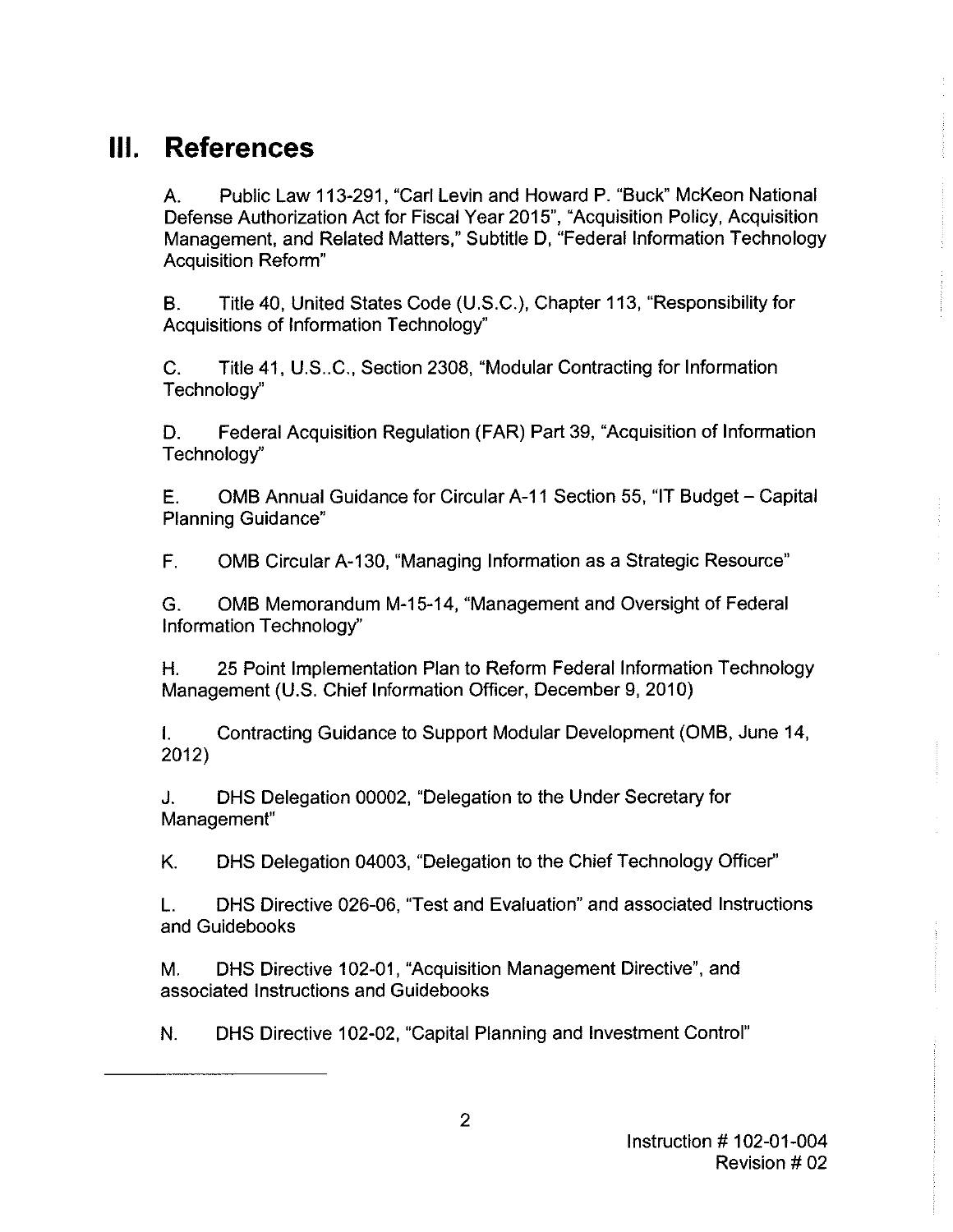# III. References

A. Public Law 113-291, "Carl Levin and Howard P. "Buck" McKeon National Defense Authorization Act for Fiscal Year 2015", "Acquisition Policy, Acquisition Management, and Related Matters," Subtitle D, "Federal Information Technology Acquisition Reform"

B. Title 40, United States Code (U.S.C.), Chapter 113, "Responsibility for Acquisitions of Information Technology"

C. Title 41, U.S..C., Section 2308, "Modular Contracting for Information Technology"

D. Federal Acquisition Regulation (FAR) Part 39, "Acquisition of Information Technology"

E. OMB Annual Guidance for Circular A-11 Section 55, "IT Budget – Capital Planning Guidance"

F. OMB Circular A-130, "Managing Information as a Strategic Resource"

G. OMB Memorandum M-15-14, "Management and Oversight of Federal Information Technology"

H. 25 Point Implementation Plan to Reform Federal Information Technology Management (U.S. Chief Information Officer, December 9, 2010)

I. Contracting Guidance to Support Modular Development (OMB, June 14, 2012)

J. DHS Delegation 00002, "Delegation to the Under Secretary for Management"

K. DHS Delegation 04003, "Delegation to the Chief Technology Officer"

L. DHS Directive 026-06, "Test and Evaluation" and associated Instructions and Guidebooks

M. DHS Directive 102-01, "Acquisition Management Directive", and associated Instructions and Guidebooks

N. DHS Directive 102-02, "Capital Planning and Investment Control"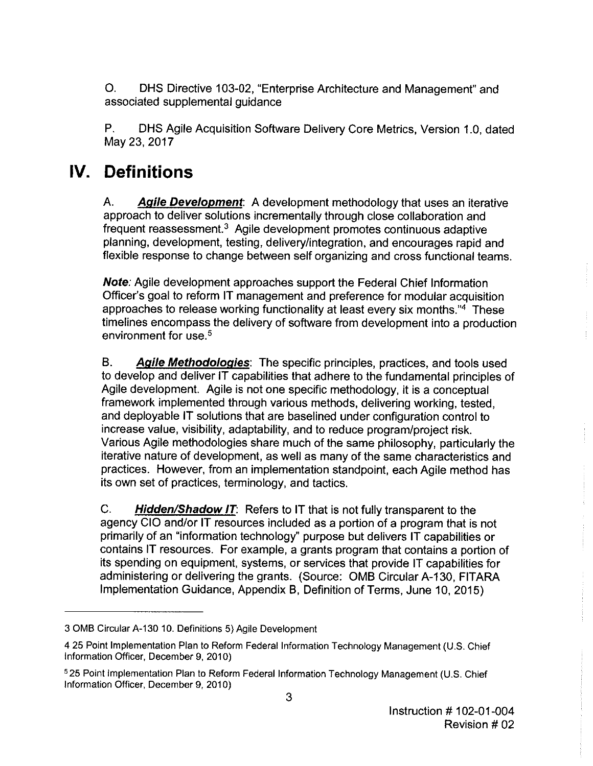O. DHS Directive 103-02, "Enterprise Architecture and Management" and associated supplemental guidance

P. DHS Agile Acquisition Software Delivery Core Metrics, Version 1.0, dated May 23, 2017

# IV. Definitions

A. ***Agile Development***: A development methodology that uses an iterative approach to deliver solutions incrementally through close collaboration and frequent reassessment.[3] Agile development promotes continuous adaptive planning, development, testing, delivery/integration, and encourages rapid and flexible response to change between self organizing and cross functional teams.

***Note:*** Agile development approaches support the Federal Chief Information Officer's goal to reform IT management and preference for modular acquisition approaches to release working functionality at least every six months."[4] These timelines encompass the delivery of software from development into a production environment for use.[5]

B. ***Agile Methodologies***: The specific principles, practices, and tools used to develop and deliver IT capabilities that adhere to the fundamental principles of Agile development. Agile is not one specific methodology, it is a conceptual framework implemented through various methods, delivering working, tested, and deployable IT solutions that are baselined under configuration control to increase value, visibility, adaptability, and to reduce program/project risk. Various Agile methodologies share much of the same philosophy, particularly the iterative nature of development, as well as many of the same characteristics and practices. However, from an implementation standpoint, each Agile method has its own set of practices, terminology, and tactics.

C. ***Hidden/Shadow IT***: Refers to IT that is not fully transparent to the agency CIO and/or IT resources included as a portion of a program that is not primarily of an "information technology" purpose but delivers IT capabilities or contains IT resources. For example, a grants program that contains a portion of its spending on equipment, systems, or services that provide IT capabilities for administering or delivering the grants. (Source: OMB Circular A-130, FITARA Implementation Guidance, Appendix B, Definition of Terms, June 10, 2015)

---

3 OMB Circular A-130 10. Definitions 5) Agile Development

4 25 Point Implementation Plan to Reform Federal Information Technology Management (U.S. Chief Information Officer, December 9, 2010)

5 25 Point Implementation Plan to Reform Federal Information Technology Management (U.S. Chief Information Officer, December 9, 2010)

Instruction # 102-01-004
Revision # 02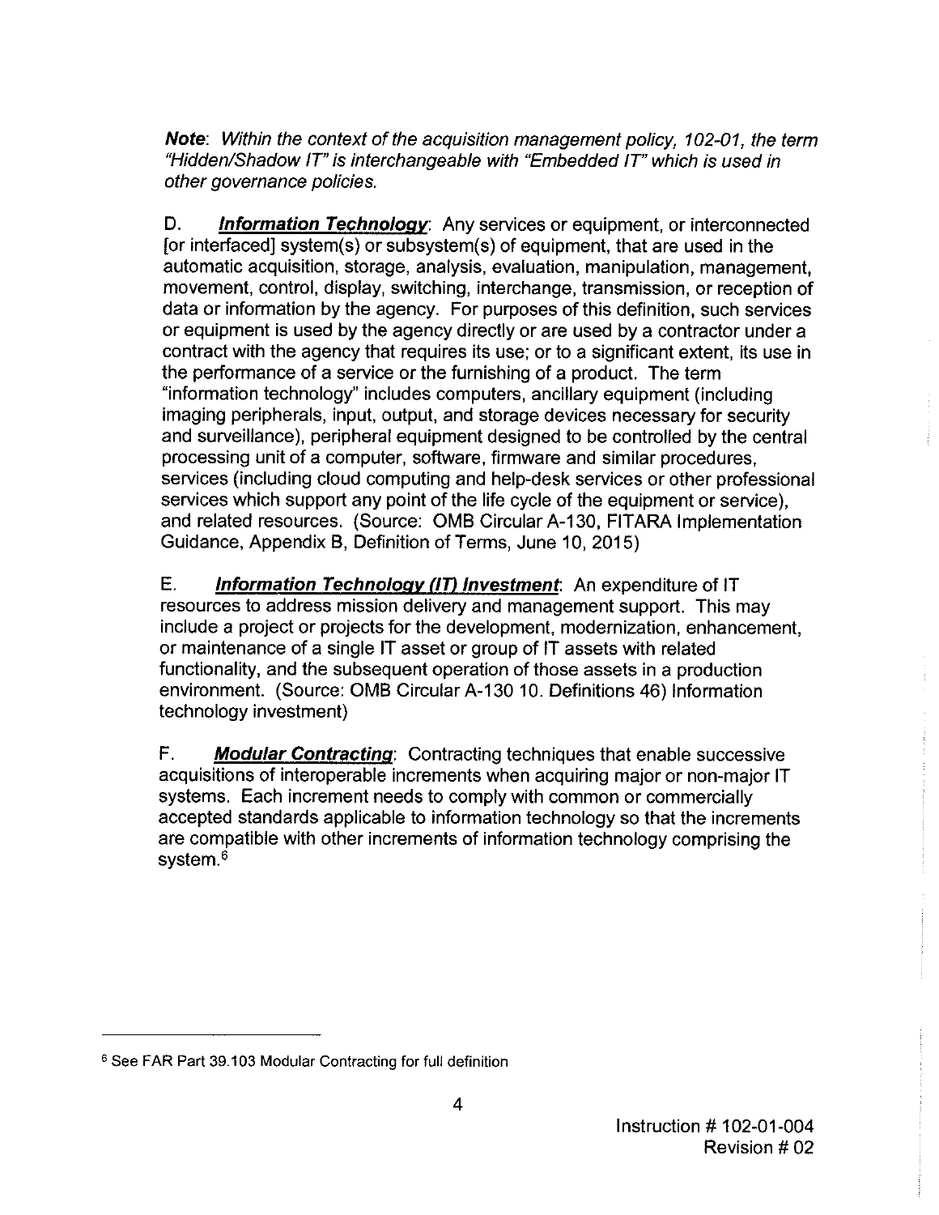***Note***: *Within the context of the acquisition management policy, 102-01, the term "Hidden/Shadow IT" is interchangeable with "Embedded IT" which is used in other governance policies.*

D. ***Information Technology***: Any services or equipment, or interconnected [or interfaced] system(s) or subsystem(s) of equipment, that are used in the automatic acquisition, storage, analysis, evaluation, manipulation, management, movement, control, display, switching, interchange, transmission, or reception of data or information by the agency. For purposes of this definition, such services or equipment is used by the agency directly or are used by a contractor under a contract with the agency that requires its use; or to a significant extent, its use in the performance of a service or the furnishing of a product. The term "information technology" includes computers, ancillary equipment (including imaging peripherals, input, output, and storage devices necessary for security and surveillance), peripheral equipment designed to be controlled by the central processing unit of a computer, software, firmware and similar procedures, services (including cloud computing and help-desk services or other professional services which support any point of the life cycle of the equipment or service), and related resources. (Source: OMB Circular A-130, FITARA Implementation Guidance, Appendix B, Definition of Terms, June 10, 2015)

E. ***Information Technology (IT) Investment***: An expenditure of IT resources to address mission delivery and management support. This may include a project or projects for the development, modernization, enhancement, or maintenance of a single IT asset or group of IT assets with related functionality, and the subsequent operation of those assets in a production environment. (Source: OMB Circular A-130 10. Definitions 46) Information technology investment)

F. ***Modular Contracting***: Contracting techniques that enable successive acquisitions of interoperable increments when acquiring major or non-major IT systems. Each increment needs to comply with common or commercially accepted standards applicable to information technology so that the increments are compatible with other increments of information technology comprising the system.[6]

---

[6] See FAR Part 39.103 Modular Contracting for full definition

Instruction # 102-01-004
Revision # 02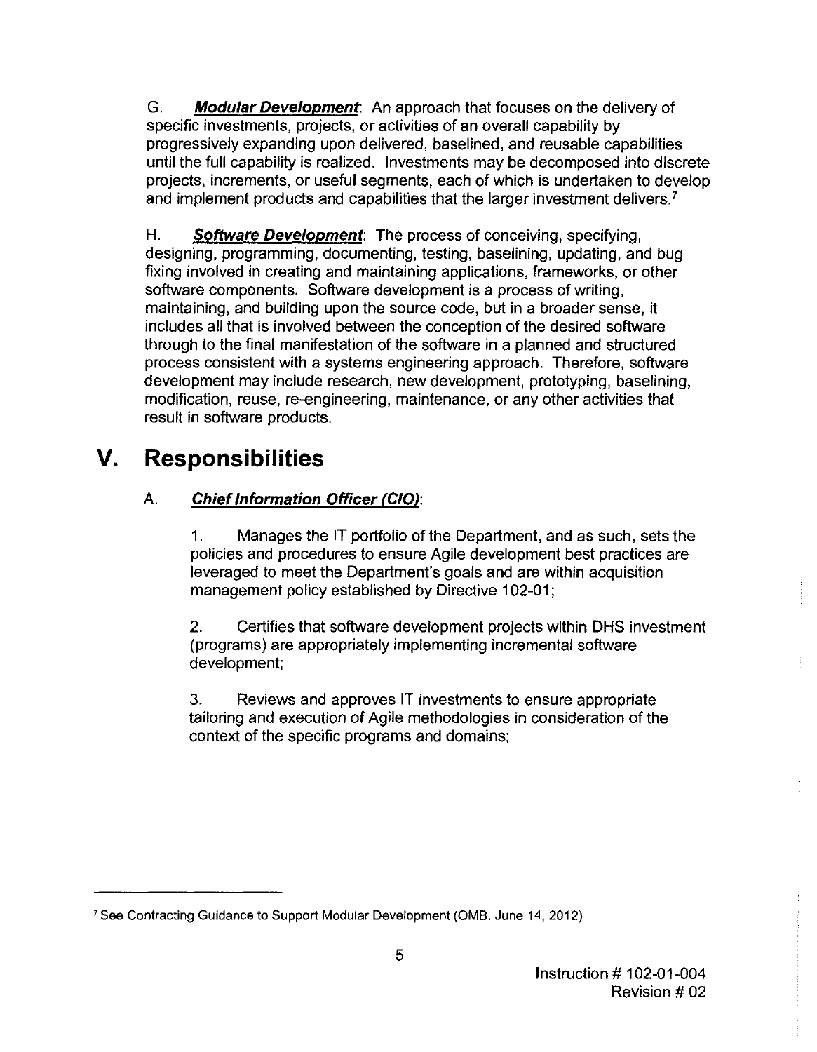G. ***Modular Development***: An approach that focuses on the delivery of specific investments, projects, or activities of an overall capability by progressively expanding upon delivered, baselined, and reusable capabilities until the full capability is realized. Investments may be decomposed into discrete projects, increments, or useful segments, each of which is undertaken to develop and implement products and capabilities that the larger investment delivers.[7]

H. ***Software Development***: The process of conceiving, specifying, designing, programming, documenting, testing, baselining, updating, and bug fixing involved in creating and maintaining applications, frameworks, or other software components. Software development is a process of writing, maintaining, and building upon the source code, but in a broader sense, it includes all that is involved between the conception of the desired software through to the final manifestation of the software in a planned and structured process consistent with a systems engineering approach. Therefore, software development may include research, new development, prototyping, baselining, modification, reuse, re-engineering, maintenance, or any other activities that result in software products.

# V. Responsibilities

A. ***Chief Information Officer (CIO)***:

1. Manages the IT portfolio of the Department, and as such, sets the policies and procedures to ensure Agile development best practices are leveraged to meet the Department's goals and are within acquisition management policy established by Directive 102-01;

2. Certifies that software development projects within DHS investment (programs) are appropriately implementing incremental software development;

3. Reviews and approves IT investments to ensure appropriate tailoring and execution of Agile methodologies in consideration of the context of the specific programs and domains;

[7] See Contracting Guidance to Support Modular Development (OMB, June 14, 2012)

Instruction # 102-01-004
Revision # 02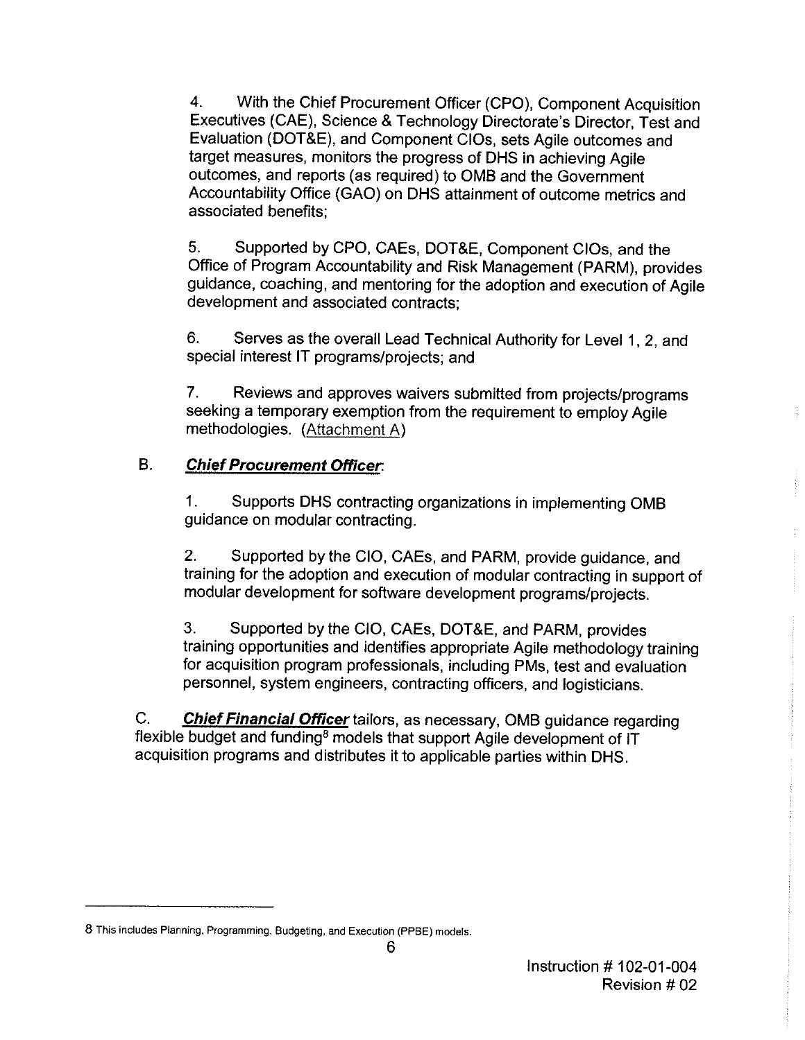4. With the Chief Procurement Officer (CPO), Component Acquisition Executives (CAE), Science & Technology Directorate's Director, Test and Evaluation (DOT&E), and Component CIOs, sets Agile outcomes and target measures, monitors the progress of DHS in achieving Agile outcomes, and reports (as required) to OMB and the Government Accountability Office (GAO) on DHS attainment of outcome metrics and associated benefits;

5. Supported by CPO, CAEs, DOT&E, Component CIOs, and the Office of Program Accountability and Risk Management (PARM), provides guidance, coaching, and mentoring for the adoption and execution of Agile development and associated contracts;

6. Serves as the overall Lead Technical Authority for Level 1, 2, and special interest IT programs/projects; and

7. Reviews and approves waivers submitted from projects/programs seeking a temporary exemption from the requirement to employ Agile methodologies. (Attachment A)

B. ***Chief Procurement Officer***:

1. Supports DHS contracting organizations in implementing OMB guidance on modular contracting.

2. Supported by the CIO, CAEs, and PARM, provide guidance, and training for the adoption and execution of modular contracting in support of modular development for software development programs/projects.

3. Supported by the CIO, CAEs, DOT&E, and PARM, provides training opportunities and identifies appropriate Agile methodology training for acquisition program professionals, including PMs, test and evaluation personnel, system engineers, contracting officers, and logisticians.

C. ***Chief Financial Officer*** tailors, as necessary, OMB guidance regarding flexible budget and funding[8] models that support Agile development of IT acquisition programs and distributes it to applicable parties within DHS.

---

8 This includes Planning, Programming, Budgeting, and Execution (PPBE) models.

Instruction # 102-01-004
Revision # 02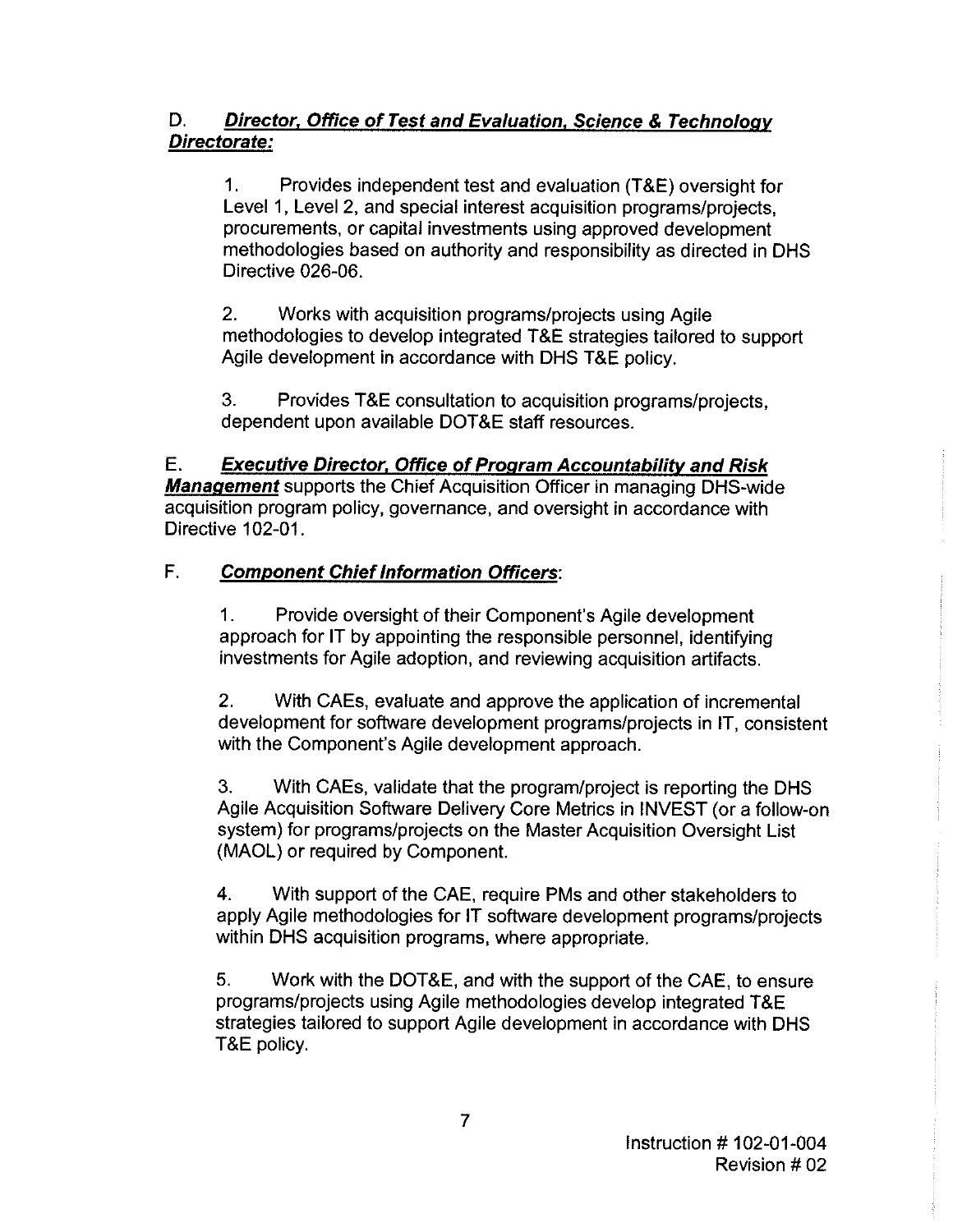D. ***Director, Office of Test and Evaluation, Science & Technology Directorate:***

1. Provides independent test and evaluation (T&E) oversight for Level 1, Level 2, and special interest acquisition programs/projects, procurements, or capital investments using approved development methodologies based on authority and responsibility as directed in DHS Directive 026-06.

2. Works with acquisition programs/projects using Agile methodologies to develop integrated T&E strategies tailored to support Agile development in accordance with DHS T&E policy.

3. Provides T&E consultation to acquisition programs/projects, dependent upon available DOT&E staff resources.

E. ***Executive Director, Office of Program Accountability and Risk Management*** supports the Chief Acquisition Officer in managing DHS-wide acquisition program policy, governance, and oversight in accordance with Directive 102-01.

F. ***Component Chief Information Officers***:

1. Provide oversight of their Component's Agile development approach for IT by appointing the responsible personnel, identifying investments for Agile adoption, and reviewing acquisition artifacts.

2. With CAEs, evaluate and approve the application of incremental development for software development programs/projects in IT, consistent with the Component's Agile development approach.

3. With CAEs, validate that the program/project is reporting the DHS Agile Acquisition Software Delivery Core Metrics in INVEST (or a follow-on system) for programs/projects on the Master Acquisition Oversight List (MAOL) or required by Component.

4. With support of the CAE, require PMs and other stakeholders to apply Agile methodologies for IT software development programs/projects within DHS acquisition programs, where appropriate.

5. Work with the DOT&E, and with the support of the CAE, to ensure programs/projects using Agile methodologies develop integrated T&E strategies tailored to support Agile development in accordance with DHS T&E policy.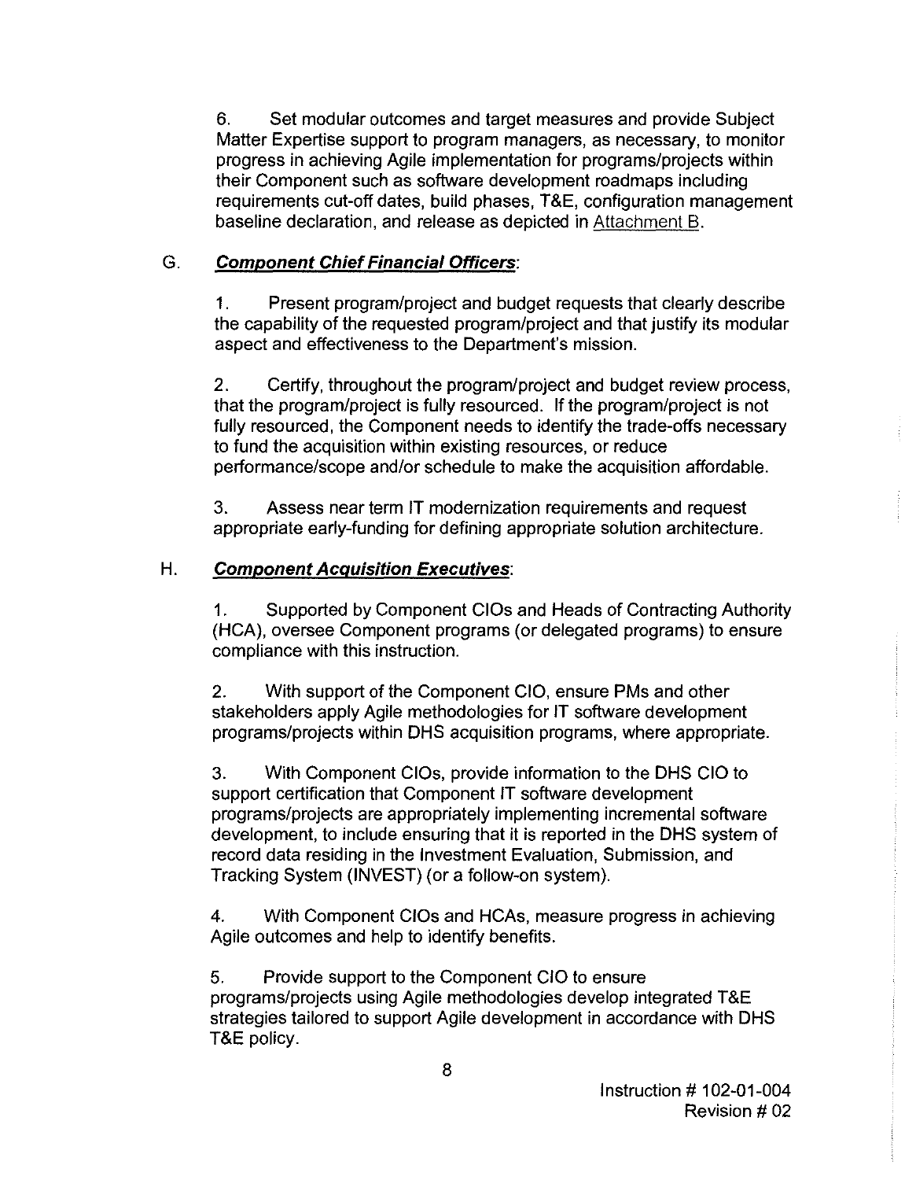6. Set modular outcomes and target measures and provide Subject Matter Expertise support to program managers, as necessary, to monitor progress in achieving Agile implementation for programs/projects within their Component such as software development roadmaps including requirements cut-off dates, build phases, T&E, configuration management baseline declaration, and release as depicted in Attachment B.

G. ***Component Chief Financial Officers***:

1. Present program/project and budget requests that clearly describe the capability of the requested program/project and that justify its modular aspect and effectiveness to the Department's mission.

2. Certify, throughout the program/project and budget review process, that the program/project is fully resourced. If the program/project is not fully resourced, the Component needs to identify the trade-offs necessary to fund the acquisition within existing resources, or reduce performance/scope and/or schedule to make the acquisition affordable.

3. Assess near term IT modernization requirements and request appropriate early-funding for defining appropriate solution architecture.

H. ***Component Acquisition Executives***:

1. Supported by Component CIOs and Heads of Contracting Authority (HCA), oversee Component programs (or delegated programs) to ensure compliance with this instruction.

2. With support of the Component CIO, ensure PMs and other stakeholders apply Agile methodologies for IT software development programs/projects within DHS acquisition programs, where appropriate.

3. With Component CIOs, provide information to the DHS CIO to support certification that Component IT software development programs/projects are appropriately implementing incremental software development, to include ensuring that it is reported in the DHS system of record data residing in the Investment Evaluation, Submission, and Tracking System (INVEST) (or a follow-on system).

4. With Component CIOs and HCAs, measure progress in achieving Agile outcomes and help to identify benefits.

5. Provide support to the Component CIO to ensure programs/projects using Agile methodologies develop integrated T&E strategies tailored to support Agile development in accordance with DHS T&E policy.

Instruction # 102-01-004
Revision # 02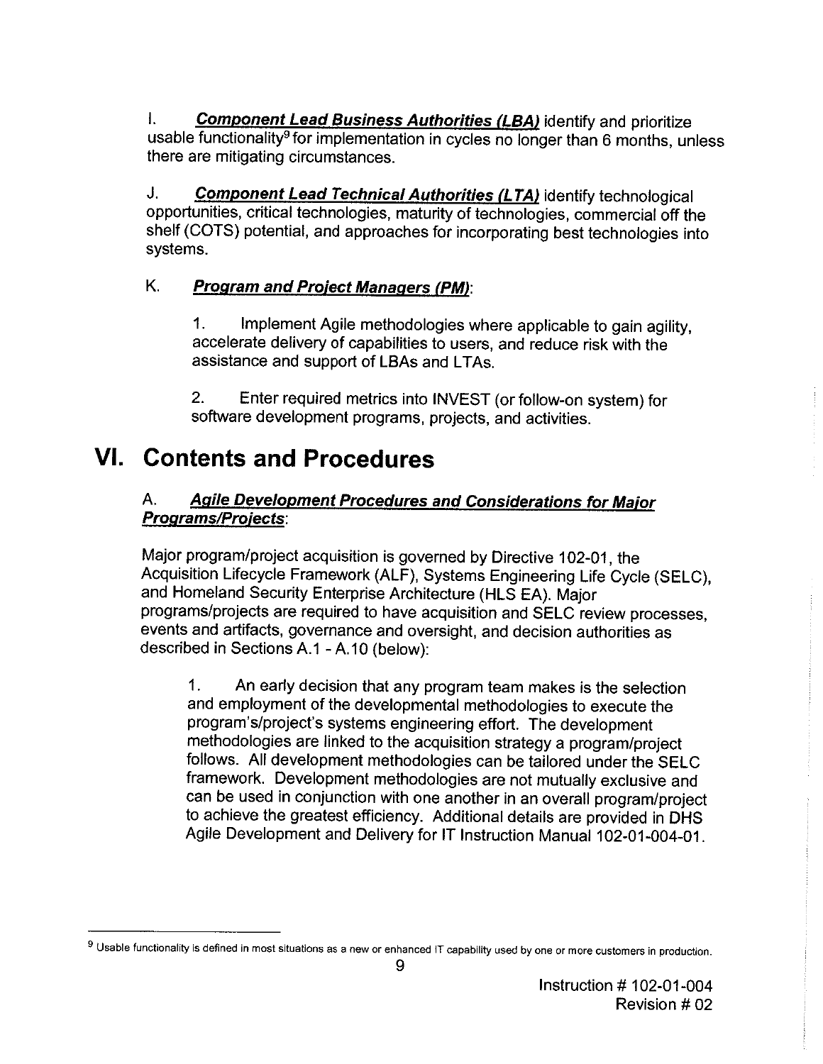I. ***Component Lead Business Authorities (LBA)*** identify and prioritize usable functionality[9] for implementation in cycles no longer than 6 months, unless there are mitigating circumstances.

J. ***Component Lead Technical Authorities (LTA)*** identify technological opportunities, critical technologies, maturity of technologies, commercial off the shelf (COTS) potential, and approaches for incorporating best technologies into systems.

K. ***Program and Project Managers (PM)***:

1. Implement Agile methodologies where applicable to gain agility, accelerate delivery of capabilities to users, and reduce risk with the assistance and support of LBAs and LTAs.

2. Enter required metrics into INVEST (or follow-on system) for software development programs, projects, and activities.

# VI. Contents and Procedures

A. ***Agile Development Procedures and Considerations for Major Programs/Projects***:

Major program/project acquisition is governed by Directive 102-01, the Acquisition Lifecycle Framework (ALF), Systems Engineering Life Cycle (SELC), and Homeland Security Enterprise Architecture (HLS EA). Major programs/projects are required to have acquisition and SELC review processes, events and artifacts, governance and oversight, and decision authorities as described in Sections A.1 - A.10 (below):

1. An early decision that any program team makes is the selection and employment of the developmental methodologies to execute the program's/project's systems engineering effort. The development methodologies are linked to the acquisition strategy a program/project follows. All development methodologies can be tailored under the SELC framework. Development methodologies are not mutually exclusive and can be used in conjunction with one another in an overall program/project to achieve the greatest efficiency. Additional details are provided in DHS Agile Development and Delivery for IT Instruction Manual 102-01-004-01.

[9] Usable functionality is defined in most situations as a new or enhanced IT capability used by one or more customers in production.

Instruction # 102-01-004
Revision # 02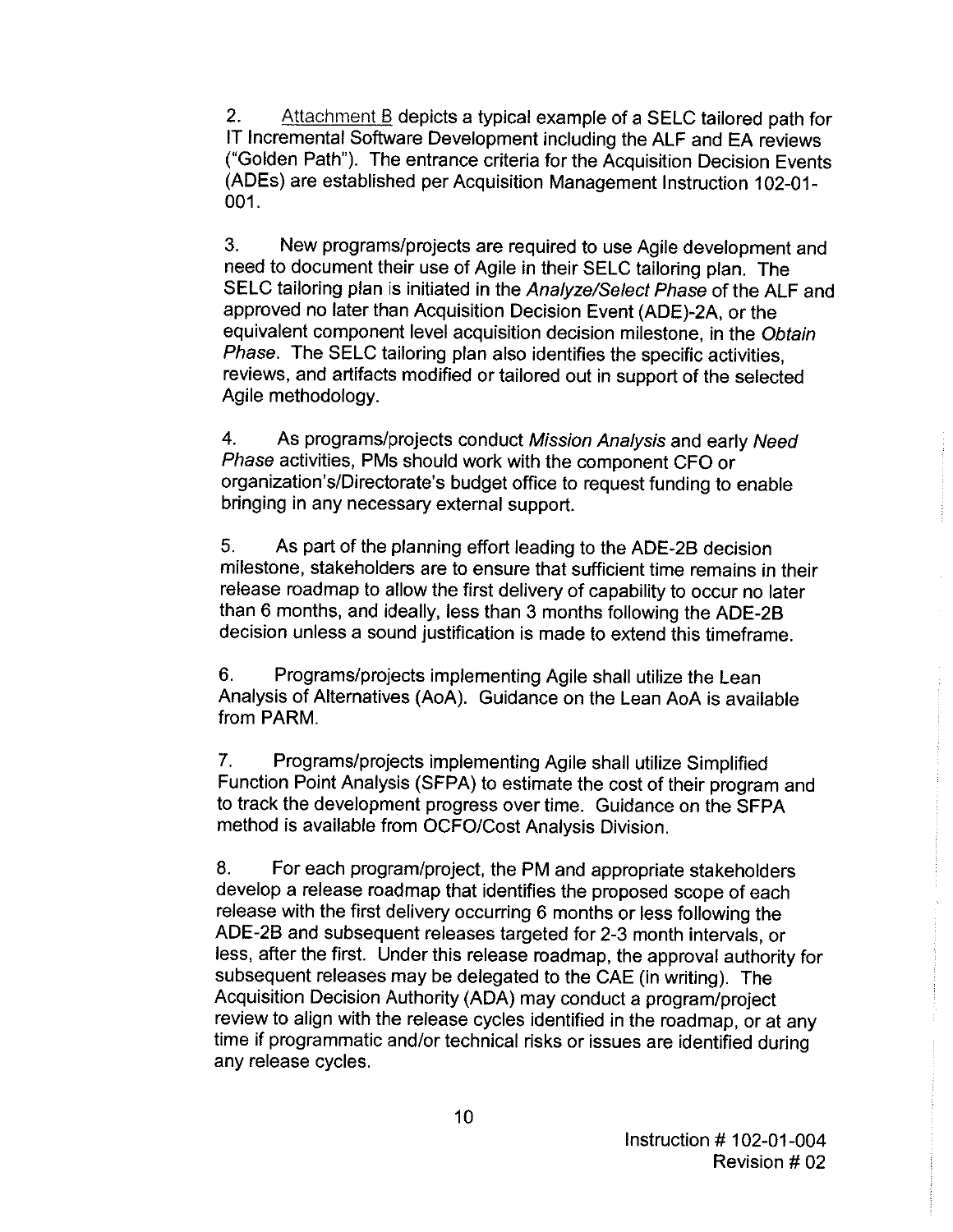2. Attachment B depicts a typical example of a SELC tailored path for IT Incremental Software Development including the ALF and EA reviews ("Golden Path"). The entrance criteria for the Acquisition Decision Events (ADEs) are established per Acquisition Management Instruction 102-01-001.

3. New programs/projects are required to use Agile development and need to document their use of Agile in their SELC tailoring plan. The SELC tailoring plan is initiated in the *Analyze/Select Phase* of the ALF and approved no later than Acquisition Decision Event (ADE)-2A, or the equivalent component level acquisition decision milestone, in the *Obtain Phase*. The SELC tailoring plan also identifies the specific activities, reviews, and artifacts modified or tailored out in support of the selected Agile methodology.

4. As programs/projects conduct *Mission Analysis* and early *Need Phase* activities, PMs should work with the component CFO or organization's/Directorate's budget office to request funding to enable bringing in any necessary external support.

5. As part of the planning effort leading to the ADE-2B decision milestone, stakeholders are to ensure that sufficient time remains in their release roadmap to allow the first delivery of capability to occur no later than 6 months, and ideally, less than 3 months following the ADE-2B decision unless a sound justification is made to extend this timeframe.

6. Programs/projects implementing Agile shall utilize the Lean Analysis of Alternatives (AoA). Guidance on the Lean AoA is available from PARM.

7. Programs/projects implementing Agile shall utilize Simplified Function Point Analysis (SFPA) to estimate the cost of their program and to track the development progress over time. Guidance on the SFPA method is available from OCFO/Cost Analysis Division.

8. For each program/project, the PM and appropriate stakeholders develop a release roadmap that identifies the proposed scope of each release with the first delivery occurring 6 months or less following the ADE-2B and subsequent releases targeted for 2-3 month intervals, or less, after the first. Under this release roadmap, the approval authority for subsequent releases may be delegated to the CAE (in writing). The Acquisition Decision Authority (ADA) may conduct a program/project review to align with the release cycles identified in the roadmap, or at any time if programmatic and/or technical risks or issues are identified during any release cycles.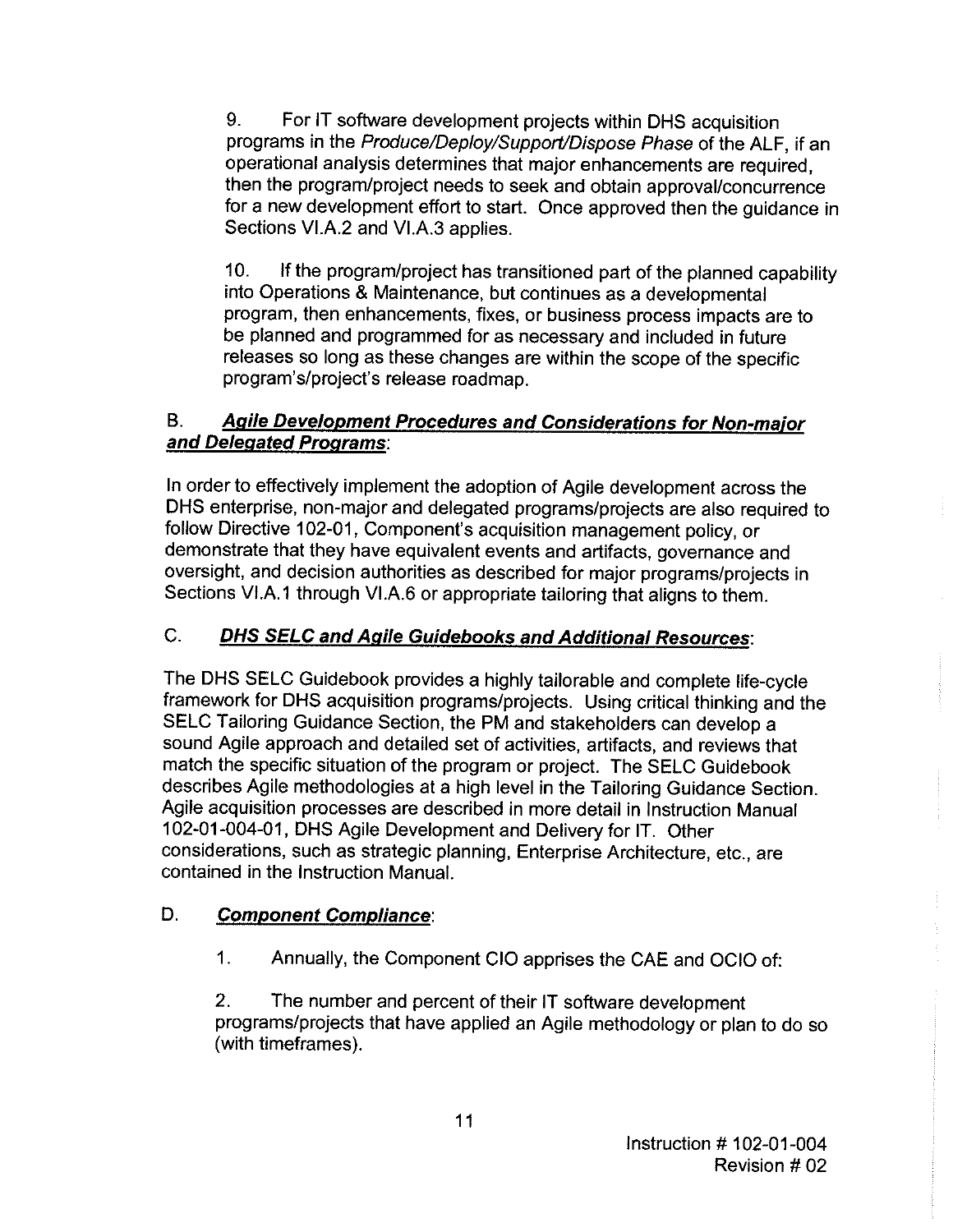9. For IT software development projects within DHS acquisition programs in the *Produce/Deploy/Support/Dispose Phase* of the ALF, if an operational analysis determines that major enhancements are required, then the program/project needs to seek and obtain approval/concurrence for a new development effort to start. Once approved then the guidance in Sections VI.A.2 and VI.A.3 applies.

10. If the program/project has transitioned part of the planned capability into Operations & Maintenance, but continues as a developmental program, then enhancements, fixes, or business process impacts are to be planned and programmed for as necessary and included in future releases so long as these changes are within the scope of the specific program's/project's release roadmap.

## B. ***Agile Development Procedures and Considerations for Non-major and Delegated Programs***:

In order to effectively implement the adoption of Agile development across the DHS enterprise, non-major and delegated programs/projects are also required to follow Directive 102-01, Component's acquisition management policy, or demonstrate that they have equivalent events and artifacts, governance and oversight, and decision authorities as described for major programs/projects in Sections VI.A.1 through VI.A.6 or appropriate tailoring that aligns to them.

## C. ***DHS SELC and Agile Guidebooks and Additional Resources***:

The DHS SELC Guidebook provides a highly tailorable and complete life-cycle framework for DHS acquisition programs/projects. Using critical thinking and the SELC Tailoring Guidance Section, the PM and stakeholders can develop a sound Agile approach and detailed set of activities, artifacts, and reviews that match the specific situation of the program or project. The SELC Guidebook describes Agile methodologies at a high level in the Tailoring Guidance Section. Agile acquisition processes are described in more detail in Instruction Manual 102-01-004-01, DHS Agile Development and Delivery for IT. Other considerations, such as strategic planning, Enterprise Architecture, etc., are contained in the Instruction Manual.

## D. ***Component Compliance***:

1. Annually, the Component CIO apprises the CAE and OCIO of:

2. The number and percent of their IT software development programs/projects that have applied an Agile methodology or plan to do so (with timeframes).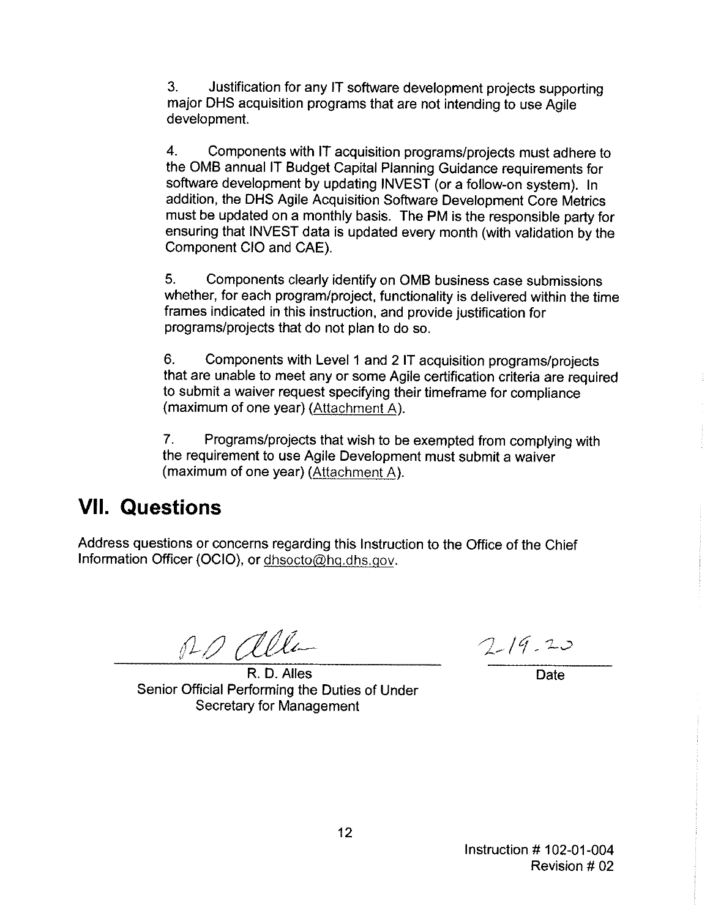3. Justification for any IT software development projects supporting major DHS acquisition programs that are not intending to use Agile development.

4. Components with IT acquisition programs/projects must adhere to the OMB annual IT Budget Capital Planning Guidance requirements for software development by updating INVEST (or a follow-on system). In addition, the DHS Agile Acquisition Software Development Core Metrics must be updated on a monthly basis. The PM is the responsible party for ensuring that INVEST data is updated every month (with validation by the Component CIO and CAE).

5. Components clearly identify on OMB business case submissions whether, for each program/project, functionality is delivered within the time frames indicated in this instruction, and provide justification for programs/projects that do not plan to do so.

6. Components with Level 1 and 2 IT acquisition programs/projects that are unable to meet any or some Agile certification criteria are required to submit a waiver request specifying their timeframe for compliance (maximum of one year) (Attachment A).

7. Programs/projects that wish to be exempted from complying with the requirement to use Agile Development must submit a waiver (maximum of one year) (Attachment A).

## VII. Questions

Address questions or concerns regarding this Instruction to the Office of the Chief Information Officer (OCIO), or dhsocto@hq.dhs.gov.

R. D. Alles
Senior Official Performing the Duties of Under Secretary for Management

2-19-20
Date

Instruction # 102-01-004
Revision # 02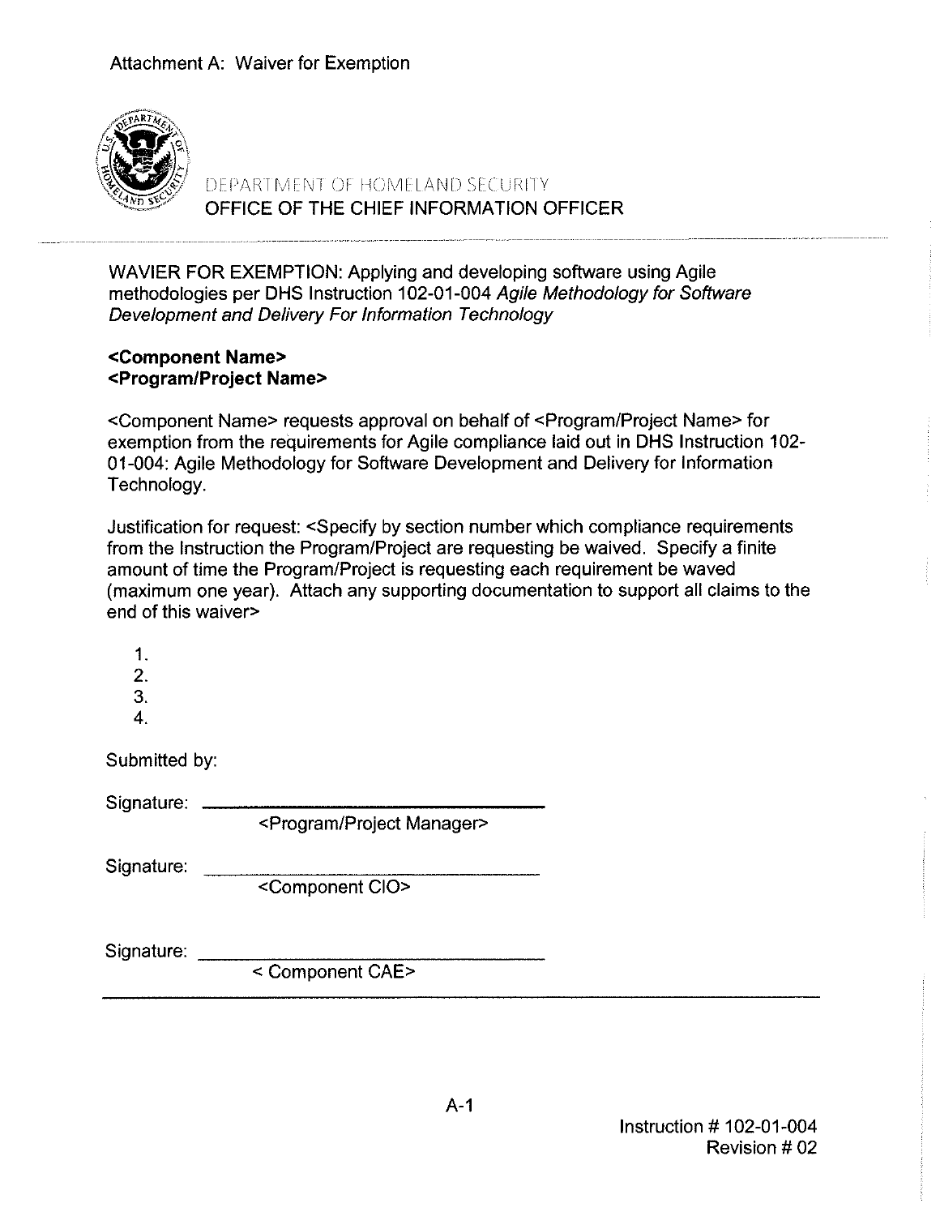Attachment A: Waiver for Exemption

DEPARTMENT OF HOMELAND SECURITY
OFFICE OF THE CHIEF INFORMATION OFFICER

WAVIER FOR EXEMPTION: Applying and developing software using Agile methodologies per DHS Instruction 102-01-004 *Agile Methodology for Software Development and Delivery For Information Technology*

**<Component Name>**
**<Program/Project Name>**

<Component Name> requests approval on behalf of <Program/Project Name> for exemption from the requirements for Agile compliance laid out in DHS Instruction 102-01-004: Agile Methodology for Software Development and Delivery for Information Technology.

Justification for request: <Specify by section number which compliance requirements from the Instruction the Program/Project are requesting be waived. Specify a finite amount of time the Program/Project is requesting each requirement be waved (maximum one year). Attach any supporting documentation to support all claims to the end of this waiver>

1.
2.
3.
4.

Submitted by:

Signature: ______________________________
<Program/Project Manager>

Signature: ______________________________
<Component CIO>

Signature: ______________________________
< Component CAE>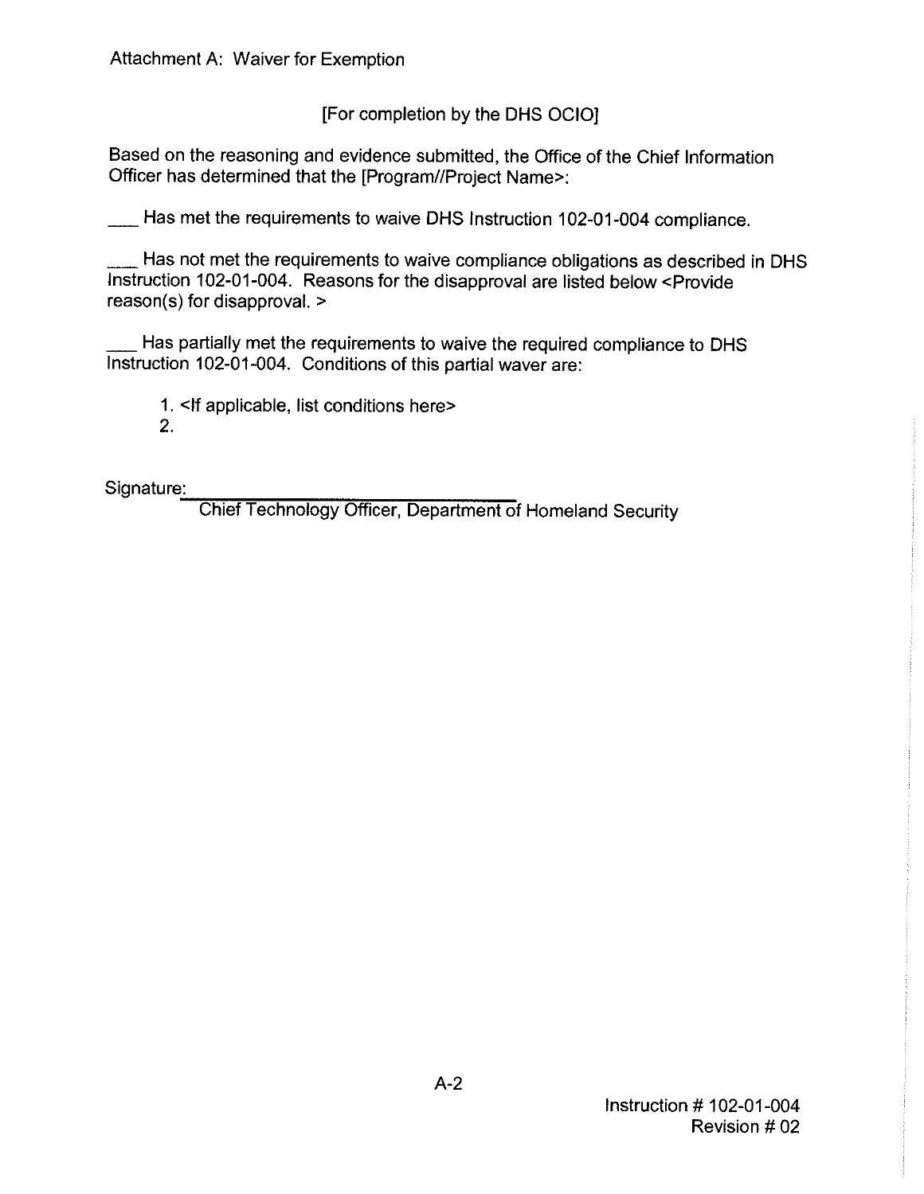Attachment A: Waiver for Exemption

[For completion by the DHS OCIO]

Based on the reasoning and evidence submitted, the Office of the Chief Information Officer has determined that the [Program//Project Name>:

___ Has met the requirements to waive DHS Instruction 102-01-004 compliance.

___ Has not met the requirements to waive compliance obligations as described in DHS Instruction 102-01-004. Reasons for the disapproval are listed below <Provide reason(s) for disapproval. >

___ Has partially met the requirements to waive the required compliance to DHS Instruction 102-01-004. Conditions of this partial waver are:

1. <If applicable, list conditions here>
2.

Signature: ______________________________
Chief Technology Officer, Department of Homeland Security

Instruction # 102-01-004
Revision # 02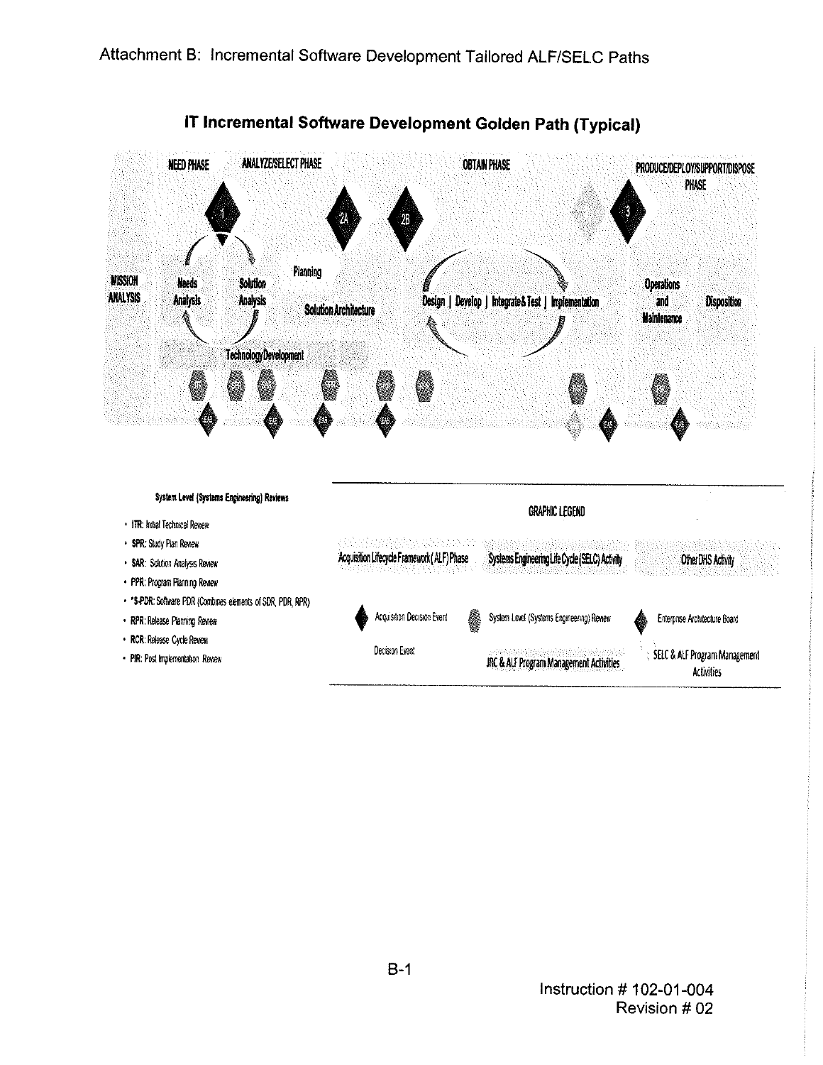Attachment B: Incremental Software Development Tailored ALF/SELC Paths

## IT Incremental Software Development Golden Path (Typical)

NEED PHASE

ANALYZE/SELECT PHASE

OBTAIN PHASE

PRODUCE/DEPLOY/SUPPORT/DISPOSE PHASE

1

2A

2B

3

MISSION ANALYSIS

Needs Analysis

Solution Analysis

Planning

Solution Architecture

Technology Development

Design | Develop | Integrate & Test | Implementation

Operations and Maintenance

Disposition

EAB

EAB

EAB

EAB

EAB

EAB

**System Level (Systems Engineering) Reviews**

- **ITR**: Initial Technical Review
- **SPR**: Study Plan Review
- **SAR**: Solution Analysis Review
- **PPR**: Program Planning Review
- ***S-PDR**: Software PDR (Combines elements of SDR, PDR, RPR)
- **RPR**: Release Planning Review
- **RCR**: Release Cycle Review
- **PIR**: Post Implementation Review

GRAPHIC LEGEND

Acquisition Lifecycle Framework (ALF) Phase

Systems Engineering Life Cycle (SELC) Activity

Other DHS Activity

Acquisition Decision Event

System Level (Systems Engineering) Review

Enterprise Architecture Board

Decision Event

JRC & ALF Program Management Activities

SELC & ALF Program Management Activities

Instruction # 102-01-004
Revision # 02